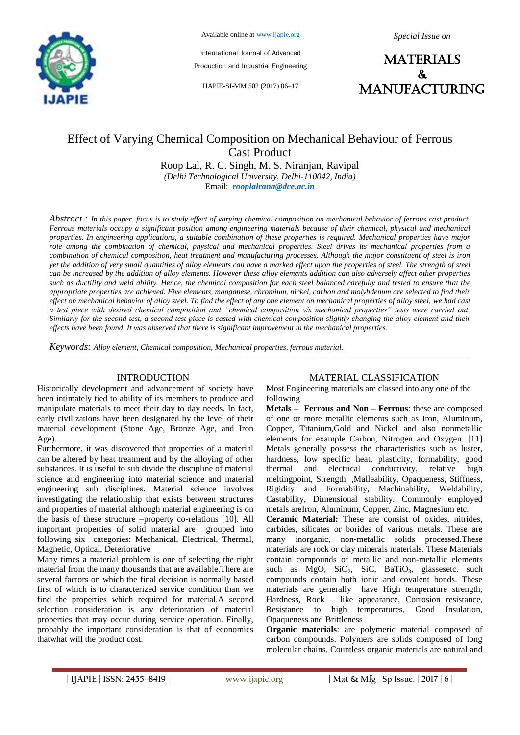# Effect of Varying Chemical Composition on Mechanical Behaviour of Ferrous Cast Product

Roop Lal, R. C. Singh, M. S. Niranjan, Ravipal

*(Delhi Technological University, Delhi-110042, India)*

Email: ***rooplalrana@dce.ac.in***

*Abstract : In this paper, focus is to study effect of varying chemical composition on mechanical behavior of ferrous cast product. Ferrous materials occupy a significant position among engineering materials because of their chemical, physical and mechanical properties. In engineering applications, a suitable combination of these properties is required. Mechanical properties have major role among the combination of chemical, physical and mechanical properties. Steel drives its mechanical properties from a combination of chemical composition, heat treatment and manufacturing processes. Although the major constituent of steel is iron yet the addition of very small quantities of alloy elements can have a marked effect upon the properties of steel. The strength of steel can be increased by the addition of alloy elements. However these alloy elements addition can also adversely affect other properties such as ductility and weld ability. Hence, the chemical composition for each steel balanced carefully and tested to ensure that the appropriate properties are achieved. Five elements, manganese, chromium, nickel, carbon and molybdenum are selected to find their effect on mechanical behavior of alloy steel. To find the effect of any one element on mechanical properties of alloy steel, we had cast a test piece with desired chemical composition and "chemical composition v/s mechanical properties" tests were carried out. Similarly for the second test, a second test piece is casted with chemical composition slightly changing the alloy element and their effects have been found. It was observed that there is significant improvement in the mechanical properties.*

*Keywords: Alloy element, Chemical composition, Mechanical properties, ferrous material.*

## INTRODUCTION

Historically development and advancement of society have been intimately tied to ability of its members to produce and manipulate materials to meet their day to day needs. In fact, early civilizations have been designated by the level of their material development (Stone Age, Bronze Age, and Iron Age).

Furthermore, it was discovered that properties of a material can be altered by heat treatment and by the alloying of other substances. It is useful to sub divide the discipline of material science and engineering into material science and material engineering sub disciplines. Material science involves investigating the relationship that exists between structures and properties of material although material engineering is on the basis of these structure –property co-relations [10]. All important properties of solid material are grouped into following six categories: Mechanical, Electrical, Thermal, Magnetic, Optical, Deteriorative

Many times a material problem is one of selecting the right material from the many thousands that are available.There are several factors on which the final decision is normally based first of which is to characterized service condition than we find the properties which required for material.A second selection consideration is any deterioration of material properties that may occur during service operation. Finally, probably the important consideration is that of economics thatwhat will the product cost.

## MATERIAL CLASSIFICATION

Most Engineering materials are classed into any one of the following

**Metals – Ferrous and Non – Ferrous**: these are composed of one or more metallic elements such as Iron, Aluminum, Copper, Titanium,Gold and Nickel and also nonmetallic elements for example Carbon, Nitrogen and Oxygen. [11] Metals generally possess the characteristics such as luster, hardness, low specific heat, plasticity, formability, good thermal and electrical conductivity, relative high meltingpoint, Strength, ,Malleability, Opaqueness, Stiffness, Rigidity and Formability, Machinability, Weldability, Castability, Dimensional stability. Commonly employed metals areIron, Aluminum, Copper, Zinc, Magnesium etc.

**Ceramic Material:** These are consist of oxides, nitrides, carbides, silicates or borides of various metals. These are many inorganic, non-metallic solids processed.These materials are rock or clay minerals materials. These Materials contain compounds of metallic and non-metallic elements such as MgO, $SiO_2$, SiC, $BaTiO_3$, glassesetc. such compounds contain both ionic and covalent bonds. These materials are generally have High temperature strength, Hardness, Rock – like appearance, Corrosion resistance, Resistance to high temperatures, Good Insulation, Opaqueness and Brittleness

**Organic materials**: are polymeric material composed of carbon compounds. Polymers are solids composed of long molecular chains. Countless organic materials are natural and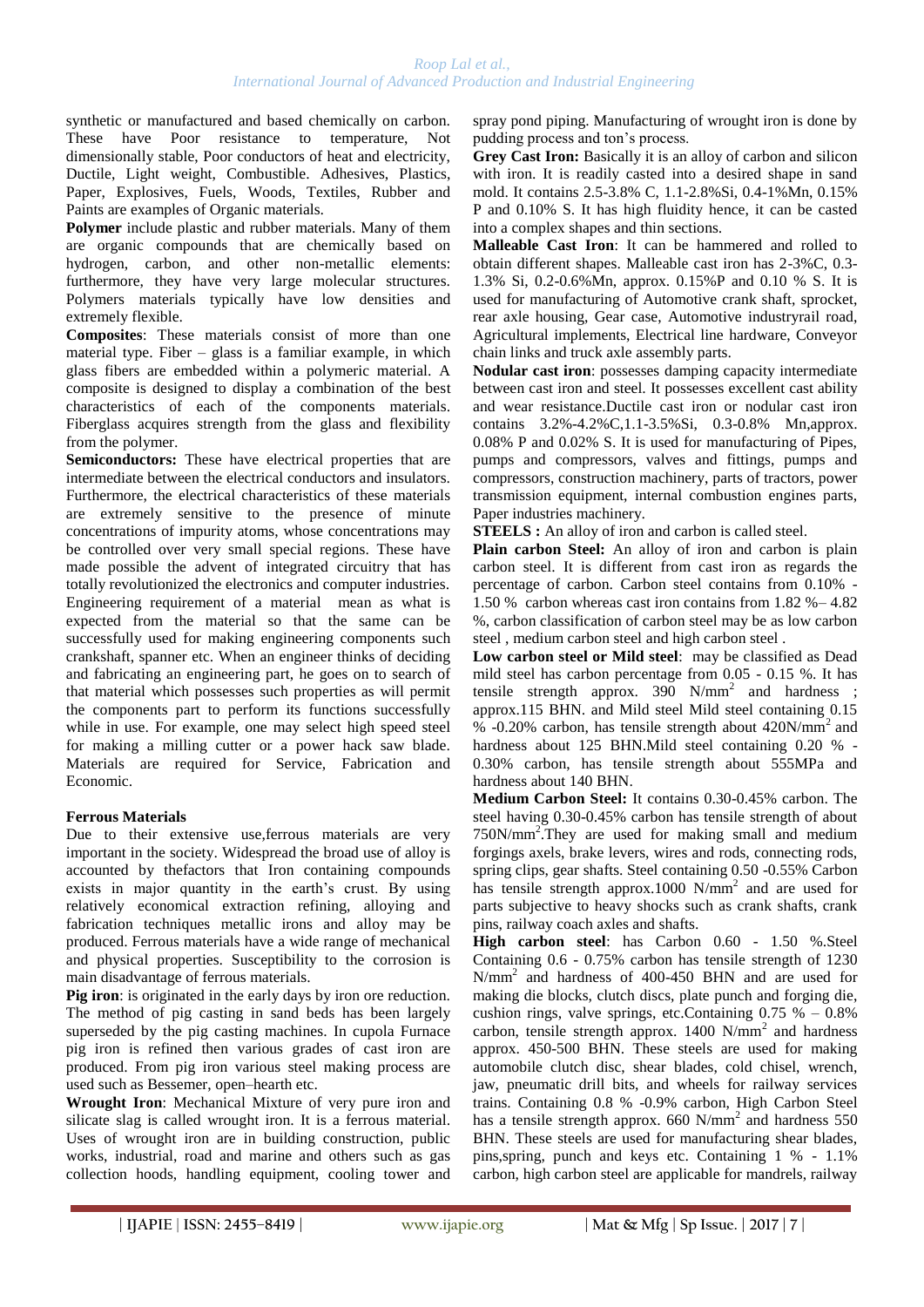synthetic or manufactured and based chemically on carbon. These have Poor resistance to temperature, Not dimensionally stable, Poor conductors of heat and electricity, Ductile, Light weight, Combustible. Adhesives, Plastics, Paper, Explosives, Fuels, Woods, Textiles, Rubber and Paints are examples of Organic materials.

**Polymer** include plastic and rubber materials. Many of them are organic compounds that are chemically based on hydrogen, carbon, and other non-metallic elements: furthermore, they have very large molecular structures. Polymers materials typically have low densities and extremely flexible.

**Composites**: These materials consist of more than one material type. Fiber – glass is a familiar example, in which glass fibers are embedded within a polymeric material. A composite is designed to display a combination of the best characteristics of each of the components materials. Fiberglass acquires strength from the glass and flexibility from the polymer.

**Semiconductors:** These have electrical properties that are intermediate between the electrical conductors and insulators. Furthermore, the electrical characteristics of these materials are extremely sensitive to the presence of minute concentrations of impurity atoms, whose concentrations may be controlled over very small special regions. These have made possible the advent of integrated circuitry that has totally revolutionized the electronics and computer industries. Engineering requirement of a material mean as what is expected from the material so that the same can be successfully used for making engineering components such crankshaft, spanner etc. When an engineer thinks of deciding and fabricating an engineering part, he goes on to search of that material which possesses such properties as will permit the components part to perform its functions successfully while in use. For example, one may select high speed steel for making a milling cutter or a power hack saw blade. Materials are required for Service, Fabrication and Economic.

**Ferrous Materials**

Due to their extensive use,ferrous materials are very important in the society. Widespread the broad use of alloy is accounted by thefactors that Iron containing compounds exists in major quantity in the earth's crust. By using relatively economical extraction refining, alloying and fabrication techniques metallic irons and alloy may be produced. Ferrous materials have a wide range of mechanical and physical properties. Susceptibility to the corrosion is main disadvantage of ferrous materials.

**Pig iron**: is originated in the early days by iron ore reduction. The method of pig casting in sand beds has been largely superseded by the pig casting machines. In cupola Furnace pig iron is refined then various grades of cast iron are produced. From pig iron various steel making process are used such as Bessemer, open–hearth etc.

**Wrought Iron**: Mechanical Mixture of very pure iron and silicate slag is called wrought iron. It is a ferrous material. Uses of wrought iron are in building construction, public works, industrial, road and marine and others such as gas collection hoods, handling equipment, cooling tower and spray pond piping. Manufacturing of wrought iron is done by pudding process and ton's process.

**Grey Cast Iron:** Basically it is an alloy of carbon and silicon with iron. It is readily casted into a desired shape in sand mold. It contains 2.5-3.8% C, 1.1-2.8%Si, 0.4-1%Mn, 0.15% P and 0.10% S. It has high fluidity hence, it can be casted into a complex shapes and thin sections.

**Malleable Cast Iron**: It can be hammered and rolled to obtain different shapes. Malleable cast iron has 2-3%C, 0.3-1.3% Si, 0.2-0.6%Mn, approx. 0.15%P and 0.10 % S. It is used for manufacturing of Automotive crank shaft, sprocket, rear axle housing, Gear case, Automotive industryrail road, Agricultural implements, Electrical line hardware, Conveyor chain links and truck axle assembly parts.

**Nodular cast iron**: possesses damping capacity intermediate between cast iron and steel. It possesses excellent cast ability and wear resistance.Ductile cast iron or nodular cast iron contains 3.2%-4.2%C,1.1-3.5%Si, 0.3-0.8% Mn,approx. 0.08% P and 0.02% S. It is used for manufacturing of Pipes, pumps and compressors, valves and fittings, pumps and compressors, construction machinery, parts of tractors, power transmission equipment, internal combustion engines parts, Paper industries machinery.

**STEELS :** An alloy of iron and carbon is called steel.

**Plain carbon Steel:** An alloy of iron and carbon is plain carbon steel. It is different from cast iron as regards the percentage of carbon. Carbon steel contains from 0.10% - 1.50 % carbon whereas cast iron contains from 1.82 %– 4.82 %, carbon classification of carbon steel may be as low carbon steel , medium carbon steel and high carbon steel .

**Low carbon steel or Mild steel**: may be classified as Dead mild steel has carbon percentage from 0.05 - 0.15 %. It has tensile strength approx. 390 $N/mm^2$ and hardness ; approx.115 BHN. and Mild steel Mild steel containing 0.15 % -0.20% carbon, has tensile strength about $420N/mm^2$ and hardness about 125 BHN.Mild steel containing 0.20 % - 0.30% carbon, has tensile strength about 555MPa and hardness about 140 BHN.

**Medium Carbon Steel:** It contains 0.30-0.45% carbon. The steel having 0.30-0.45% carbon has tensile strength of about $750N/mm^2$.They are used for making small and medium forgings axels, brake levers, wires and rods, connecting rods, spring clips, gear shafts. Steel containing 0.50 -0.55% Carbon has tensile strength approx.1000 $N/mm^2$ and are used for parts subjective to heavy shocks such as crank shafts, crank pins, railway coach axles and shafts.

**High carbon steel**: has Carbon 0.60 - 1.50 %.Steel Containing 0.6 - 0.75% carbon has tensile strength of 1230 $N/mm^2$ and hardness of 400-450 BHN and are used for making die blocks, clutch discs, plate punch and forging die, cushion rings, valve springs, etc.Containing 0.75 % – 0.8% carbon, tensile strength approx. 1400 $N/mm^2$ and hardness approx. 450-500 BHN. These steels are used for making automobile clutch disc, shear blades, cold chisel, wrench, jaw, pneumatic drill bits, and wheels for railway services trains. Containing 0.8 % -0.9% carbon, High Carbon Steel has a tensile strength approx. 660 $N/mm^2$ and hardness 550 BHN. These steels are used for manufacturing shear blades, pins,spring, punch and keys etc. Containing 1 % - 1.1% carbon, high carbon steel are applicable for mandrels, railway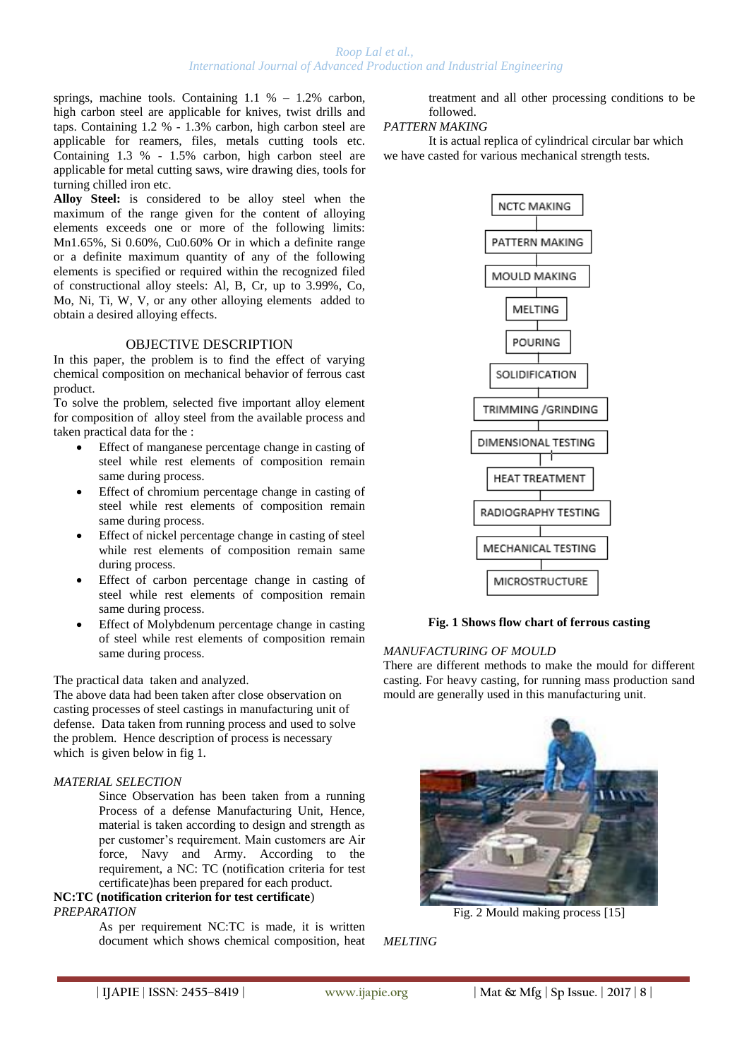springs, machine tools. Containing 1.1 % – 1.2% carbon, high carbon steel are applicable for knives, twist drills and taps. Containing 1.2 % - 1.3% carbon, high carbon steel are applicable for reamers, files, metals cutting tools etc. Containing 1.3 % - 1.5% carbon, high carbon steel are applicable for metal cutting saws, wire drawing dies, tools for turning chilled iron etc.

**Alloy Steel:** is considered to be alloy steel when the maximum of the range given for the content of alloying elements exceeds one or more of the following limits: Mn1.65%, Si 0.60%, Cu0.60% Or in which a definite range or a definite maximum quantity of any of the following elements is specified or required within the recognized filed of constructional alloy steels: Al, B, Cr, up to 3.99%, Co, Mo, Ni, Ti, W, V, or any other alloying elements added to obtain a desired alloying effects.

## OBJECTIVE DESCRIPTION

In this paper, the problem is to find the effect of varying chemical composition on mechanical behavior of ferrous cast product.

To solve the problem, selected five important alloy element for composition of alloy steel from the available process and taken practical data for the :

- Effect of manganese percentage change in casting of steel while rest elements of composition remain same during process.
- Effect of chromium percentage change in casting of steel while rest elements of composition remain same during process.
- Effect of nickel percentage change in casting of steel while rest elements of composition remain same during process.
- Effect of carbon percentage change in casting of steel while rest elements of composition remain same during process.
- Effect of Molybdenum percentage change in casting of steel while rest elements of composition remain same during process.

The practical data taken and analyzed.

The above data had been taken after close observation on casting processes of steel castings in manufacturing unit of defense. Data taken from running process and used to solve the problem. Hence description of process is necessary which is given below in fig 1.

*MATERIAL SELECTION*

Since Observation has been taken from a running Process of a defense Manufacturing Unit, Hence, material is taken according to design and strength as per customer's requirement. Main customers are Air force, Navy and Army. According to the requirement, a NC: TC (notification criteria for test certificate)has been prepared for each product.

**NC:TC (notification criterion for test certificate)**

*PREPARATION*

As per requirement NC:TC is made, it is written document which shows chemical composition, heat treatment and all other processing conditions to be followed.

*PATTERN MAKING*

It is actual replica of cylindrical circular bar which we have casted for various mechanical strength tests.

NCTC MAKING → PATTERN MAKING → MOULD MAKING → MELTING → POURING → SOLIDIFICATION → TRIMMING /GRINDING → DIMENSIONAL TESTING → HEAT TREATMENT → RADIOGRAPHY TESTING → MECHANICAL TESTING → MICROSTRUCTURE

**Fig. 1 Shows flow chart of ferrous casting**

*MANUFACTURING OF MOULD*

There are different methods to make the mould for different casting. For heavy casting, for running mass production sand mould are generally used in this manufacturing unit.

Fig. 2 Mould making process [15]

*MELTING*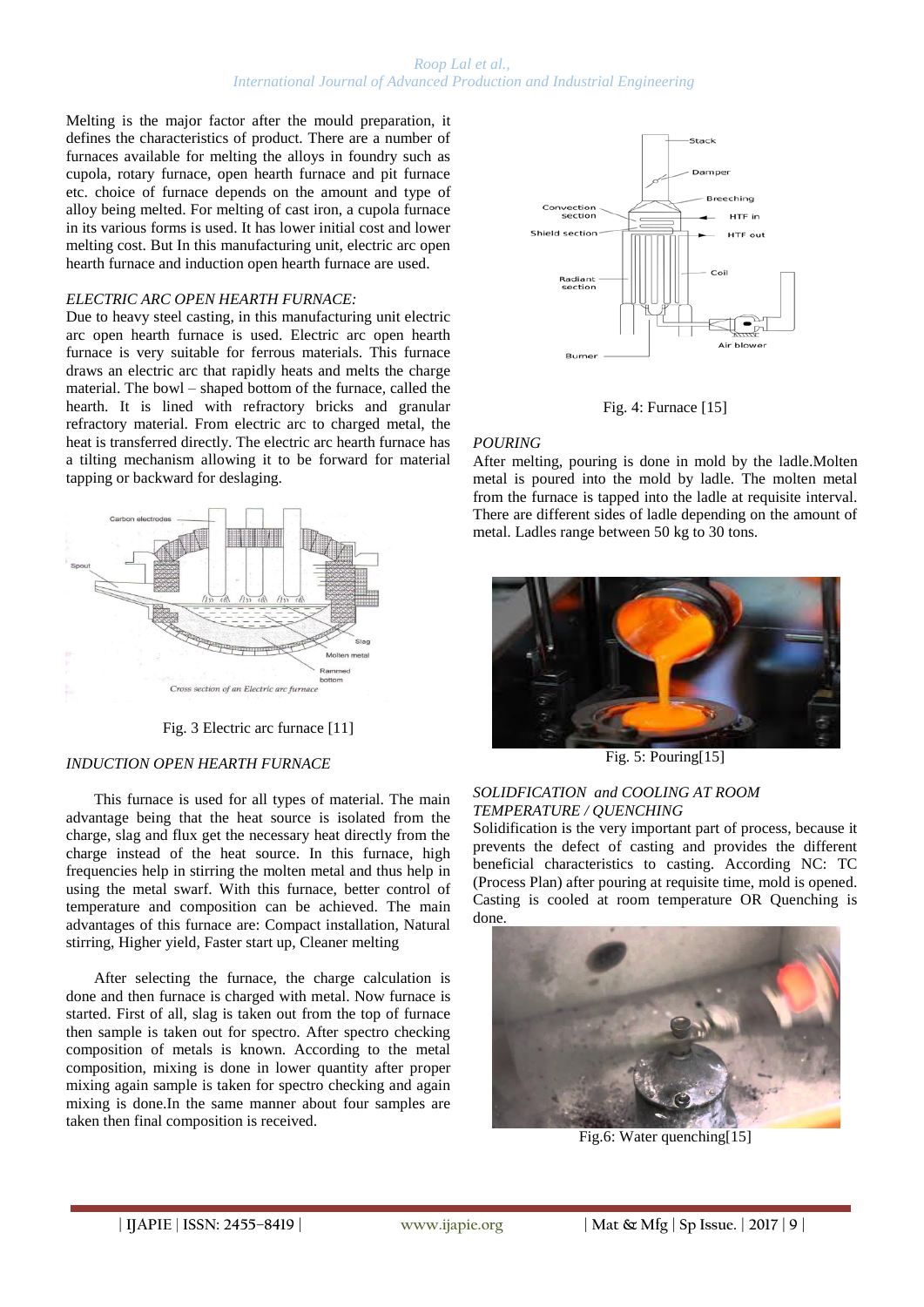Melting is the major factor after the mould preparation, it defines the characteristics of product. There are a number of furnaces available for melting the alloys in foundry such as cupola, rotary furnace, open hearth furnace and pit furnace etc. choice of furnace depends on the amount and type of alloy being melted. For melting of cast iron, a cupola furnace in its various forms is used. It has lower initial cost and lower melting cost. But In this manufacturing unit, electric arc open hearth furnace and induction open hearth furnace are used.

*ELECTRIC ARC OPEN HEARTH FURNACE:*

Due to heavy steel casting, in this manufacturing unit electric arc open hearth furnace is used. Electric arc open hearth furnace is very suitable for ferrous materials. This furnace draws an electric arc that rapidly heats and melts the charge material. The bowl – shaped bottom of the furnace, called the hearth. It is lined with refractory bricks and granular refractory material. From electric arc to charged metal, the heat is transferred directly. The electric arc hearth furnace has a tilting mechanism allowing it to be forward for material tapping or backward for deslaging.

Fig. 3 Electric arc furnace [11]

*INDUCTION OPEN HEARTH FURNACE*

This furnace is used for all types of material. The main advantage being that the heat source is isolated from the charge, slag and flux get the necessary heat directly from the charge instead of the heat source. In this furnace, high frequencies help in stirring the molten metal and thus help in using the metal swarf. With this furnace, better control of temperature and composition can be achieved. The main advantages of this furnace are: Compact installation, Natural stirring, Higher yield, Faster start up, Cleaner melting

After selecting the furnace, the charge calculation is done and then furnace is charged with metal. Now furnace is started. First of all, slag is taken out from the top of furnace then sample is taken out for spectro. After spectro checking composition of metals is known. According to the metal composition, mixing is done in lower quantity after proper mixing again sample is taken for spectro checking and again mixing is done.In the same manner about four samples are taken then final composition is received.

Fig. 4: Furnace [15]

*POURING*

After melting, pouring is done in mold by the ladle.Molten metal is poured into the mold by ladle. The molten metal from the furnace is tapped into the ladle at requisite interval. There are different sides of ladle depending on the amount of metal. Ladles range between 50 kg to 30 tons.

Fig. 5: Pouring[15]

*SOLIDFICATION and COOLING AT ROOM TEMPERATURE / QUENCHING*

Solidification is the very important part of process, because it prevents the defect of casting and provides the different beneficial characteristics to casting. According NC: TC (Process Plan) after pouring at requisite time, mold is opened. Casting is cooled at room temperature OR Quenching is done.

Fig.6: Water quenching[15]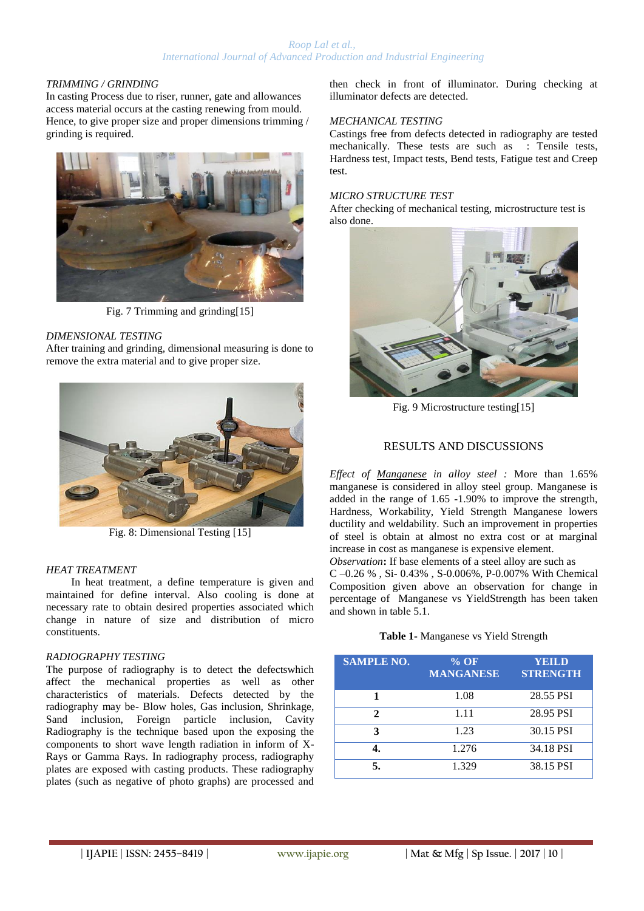*TRIMMING / GRINDING*

In casting Process due to riser, runner, gate and allowances access material occurs at the casting renewing from mould. Hence, to give proper size and proper dimensions trimming / grinding is required.

Fig. 7 Trimming and grinding[15]

*DIMENSIONAL TESTING*

After training and grinding, dimensional measuring is done to remove the extra material and to give proper size.

Fig. 8: Dimensional Testing [15]

*HEAT TREATMENT*

In heat treatment, a define temperature is given and maintained for define interval. Also cooling is done at necessary rate to obtain desired properties associated which change in nature of size and distribution of micro constituents.

*RADIOGRAPHY TESTING*

The purpose of radiography is to detect the defectswhich affect the mechanical properties as well as other characteristics of materials. Defects detected by the radiography may be- Blow holes, Gas inclusion, Shrinkage, Sand inclusion, Foreign particle inclusion, Cavity Radiography is the technique based upon the exposing the components to short wave length radiation in inform of X-Rays or Gamma Rays. In radiography process, radiography plates are exposed with casting products. These radiography plates (such as negative of photo graphs) are processed and then check in front of illuminator. During checking at illuminator defects are detected.

*MECHANICAL TESTING*

Castings free from defects detected in radiography are tested mechanically. These tests are such as : Tensile tests, Hardness test, Impact tests, Bend tests, Fatigue test and Creep test.

*MICRO STRUCTURE TEST*

After checking of mechanical testing, microstructure test is also done.

Fig. 9 Microstructure testing[15]

## RESULTS AND DISCUSSIONS

*Effect of Manganese in alloy steel :* More than 1.65% manganese is considered in alloy steel group. Manganese is added in the range of 1.65 -1.90% to improve the strength, Hardness, Workability, Yield Strength Manganese lowers ductility and weldability. Such an improvement in properties of steel is obtain at almost no extra cost or at marginal increase in cost as manganese is expensive element.

*Observation*: If base elements of a steel alloy are such as C –0.26 % , Si- 0.43% , S-0.006%, P-0.007% With Chemical Composition given above an observation for change in percentage of Manganese vs YieldStrength has been taken and shown in table 5.1.

**Table 1**- Manganese vs Yield Strength

| SAMPLE NO. | % OF MANGANESE | YEILD STRENGTH |
|---|---|---|
| 1 | 1.08 | 28.55 PSI |
| 2 | 1.11 | 28.95 PSI |
| 3 | 1.23 | 30.15 PSI |
| 4. | 1.276 | 34.18 PSI |
| 5. | 1.329 | 38.15 PSI |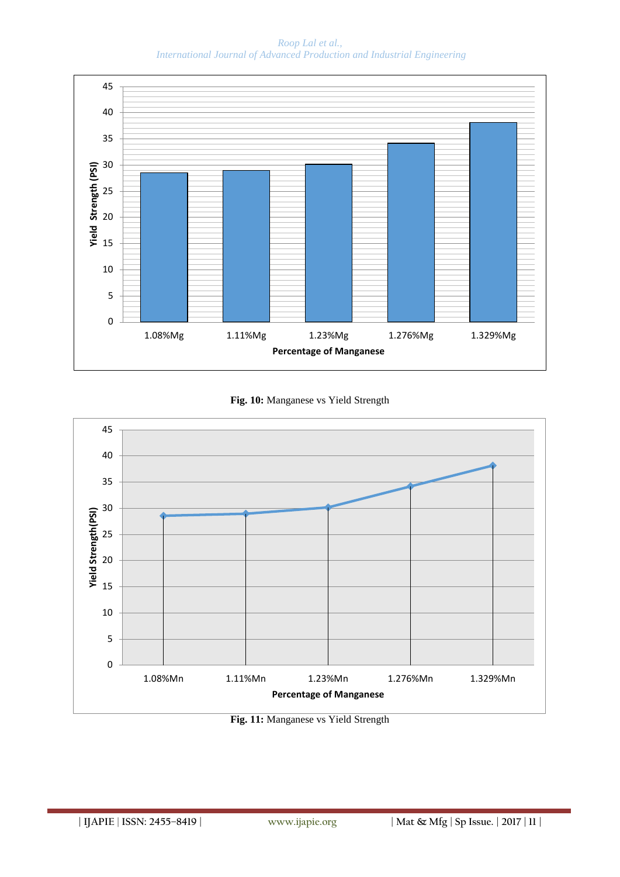Fig. 10: Manganese vs Yield Strength

Fig. 11: Manganese vs Yield Strength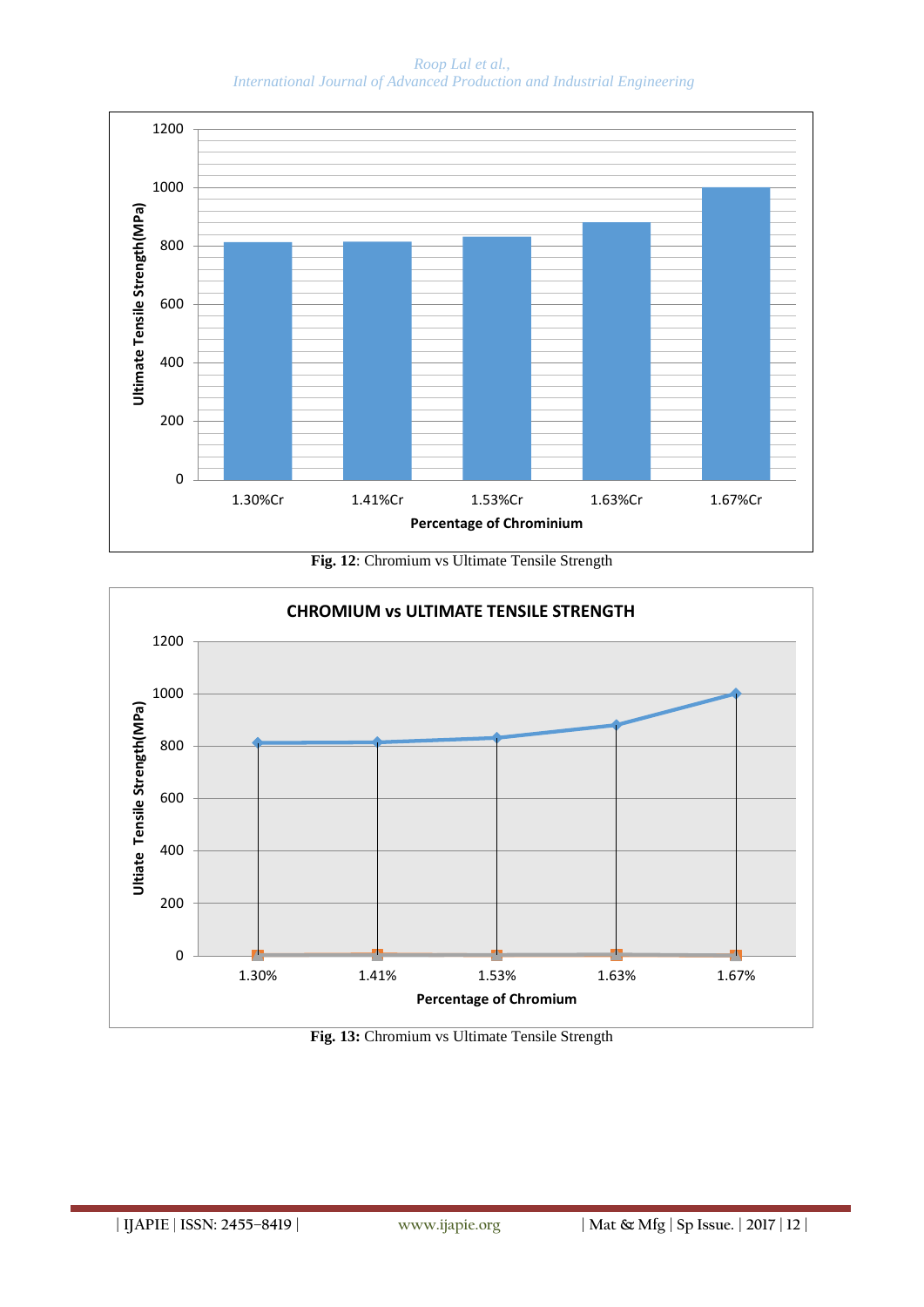**Fig. 12**: Chromium vs Ultimate Tensile Strength

**Fig. 13:** Chromium vs Ultimate Tensile Strength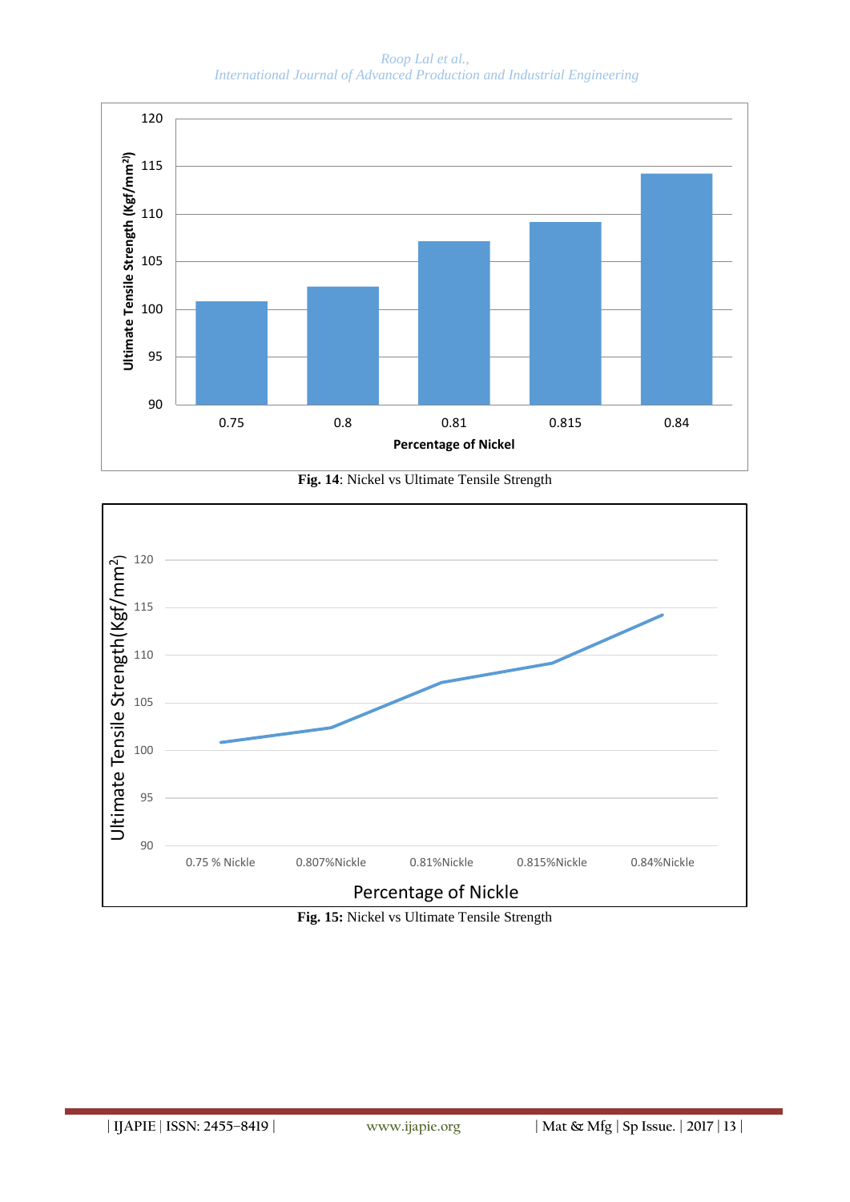Fig. 14: Nickel vs Ultimate Tensile Strength

Fig. 15: Nickel vs Ultimate Tensile Strength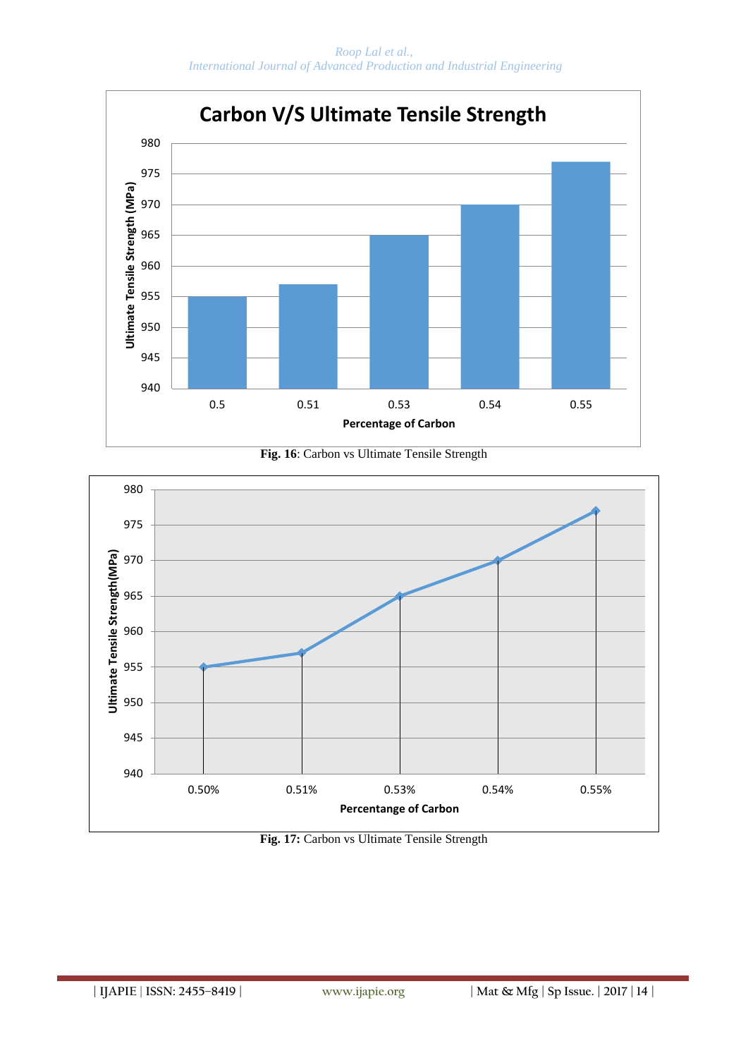Fig. 16: Carbon vs Ultimate Tensile Strength

Fig. 17: Carbon vs Ultimate Tensile Strength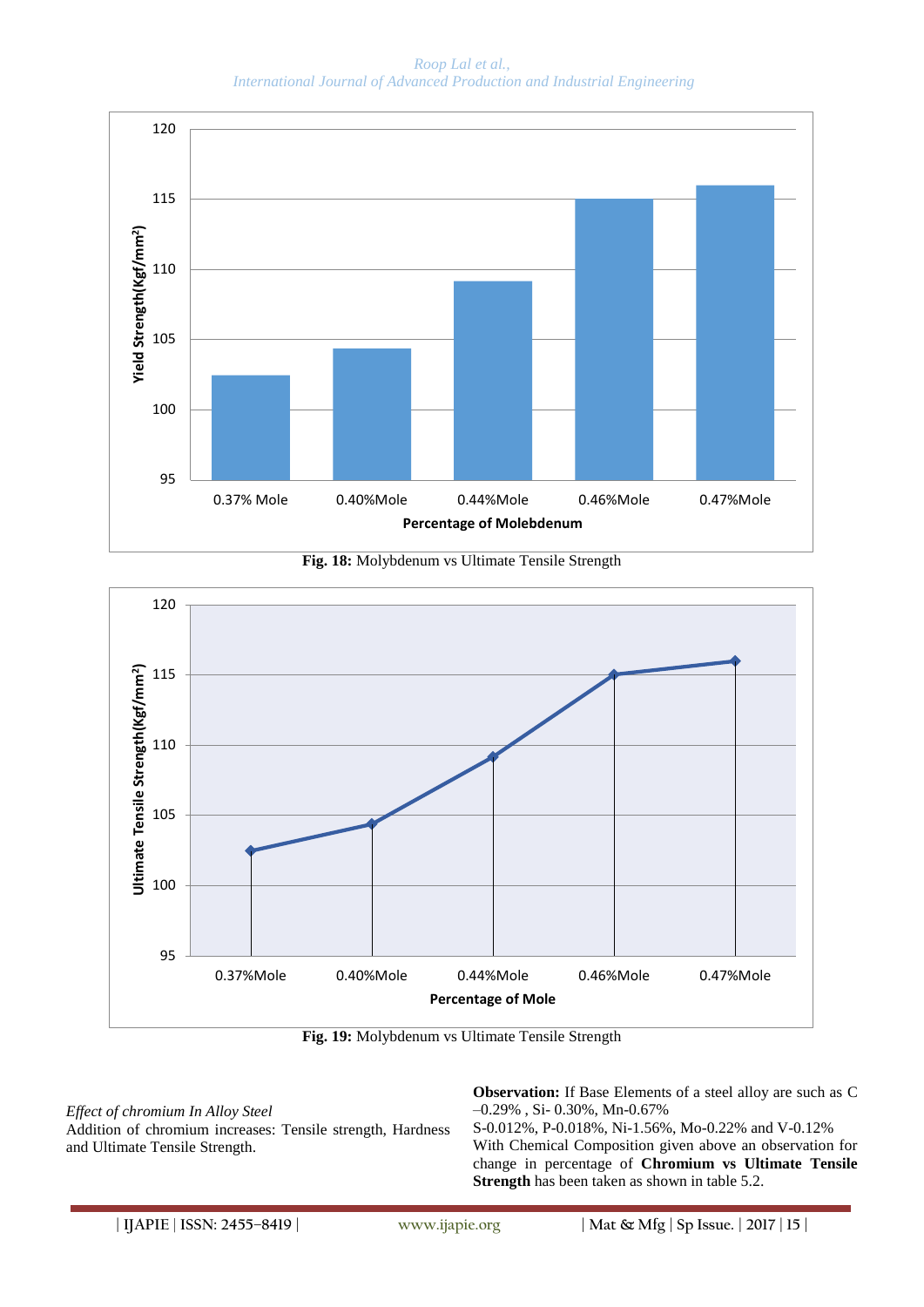Fig. 18: Molybdenum vs Ultimate Tensile Strength

Fig. 19: Molybdenum vs Ultimate Tensile Strength

*Effect of chromium In Alloy Steel*

Addition of chromium increases: Tensile strength, Hardness and Ultimate Tensile Strength.

**Observation:** If Base Elements of a steel alloy are such as C –0.29% , Si- 0.30%, Mn-0.67%
S-0.012%, P-0.018%, Ni-1.56%, Mo-0.22% and V-0.12%
With Chemical Composition given above an observation for change in percentage of **Chromium vs Ultimate Tensile Strength** has been taken as shown in table 5.2.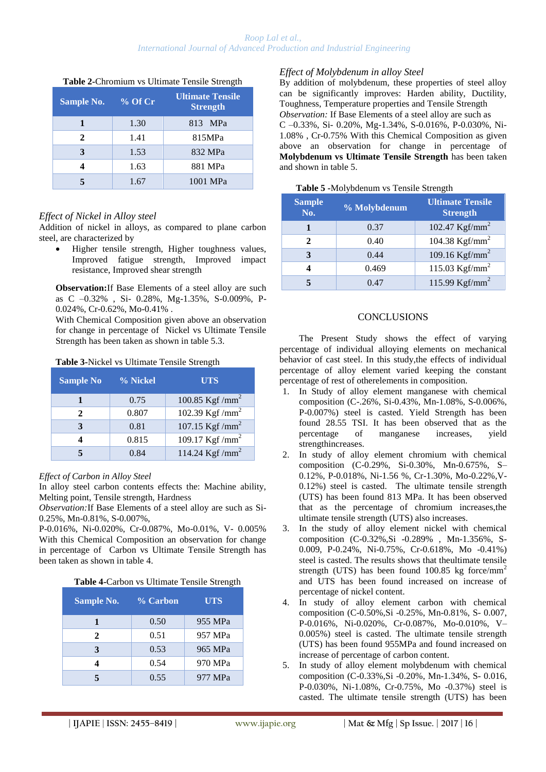**Table 2**-Chromium vs Ultimate Tensile Strength

| Sample No. | % Of Cr | Ultimate Tensile Strength |
|---|---|---|
| 1 | 1.30 | 813 MPa |
| 2 | 1.41 | 815MPa |
| 3 | 1.53 | 832 MPa |
| 4 | 1.63 | 881 MPa |
| 5 | 1.67 | 1001 MPa |

*Effect of Nickel in Alloy steel*

Addition of nickel in alloys, as compared to plane carbon steel, are characterized by

- Higher tensile strength, Higher toughness values, Improved fatigue strength, Improved impact resistance, Improved shear strength

**Observation:**If Base Elements of a steel alloy are such as C –0.32% , Si- 0.28%, Mg-1.35%, S-0.009%, P-0.024%, Cr-0.62%, Mo-0.41% .

With Chemical Composition given above an observation for change in percentage of Nickel vs Ultimate Tensile Strength has been taken as shown in table 5.3.

**Table 3**-Nickel vs Ultimate Tensile Strength

| Sample No | % Nickel | UTS |
|---|---|---|
| 1 | 0.75 | 100.85 Kgf /mm$^2$ |
| 2 | 0.807 | 102.39 Kgf /mm$^2$ |
| 3 | 0.81 | 107.15 Kgf /mm$^2$ |
| 4 | 0.815 | 109.17 Kgf /mm$^2$ |
| 5 | 0.84 | 114.24 Kgf /mm$^2$ |

*Effect of Carbon in Alloy Steel*

In alloy steel carbon contents effects the: Machine ability, Melting point, Tensile strength, Hardness

*Observation:*If Base Elements of a steel alloy are such as Si-0.25%, Mn-0.81%, S-0.007%,

P-0.016%, Ni-0.020%, Cr-0.087%, Mo-0.01%, V- 0.005% With this Chemical Composition an observation for change in percentage of Carbon vs Ultimate Tensile Strength has been taken as shown in table 4.

**Table 4**-Carbon vs Ultimate Tensile Strength

| Sample No. | % Carbon | UTS |
|---|---|---|
| 1 | 0.50 | 955 MPa |
| 2 | 0.51 | 957 MPa |
| 3 | 0.53 | 965 MPa |
| 4 | 0.54 | 970 MPa |
| 5 | 0.55 | 977 MPa |

*Effect of Molybdenum in alloy Steel*

By addition of molybdenum, these properties of steel alloy can be significantly improves: Harden ability, Ductility, Toughness, Temperature properties and Tensile Strength

*Observation:* If Base Elements of a steel alloy are such as C –0.33%, Si- 0.20%, Mg-1.34%, S-0.016%, P-0.030%, Ni-1.08% , Cr-0.75% With this Chemical Composition as given above an observation for change in percentage of **Molybdenum vs Ultimate Tensile Strength** has been taken and shown in table 5.

**Table 5** -Molybdenum vs Tensile Strength

| Sample No. | % Molybdenum | Ultimate Tensile Strength |
|---|---|---|
| 1 | 0.37 | 102.47 Kgf/mm$^2$ |
| 2 | 0.40 | 104.38 Kgf/mm$^2$ |
| 3 | 0.44 | 109.16 Kgf/mm$^2$ |
| 4 | 0.469 | 115.03 Kgf/mm$^2$ |
| 5 | 0.47 | 115.99 Kgf/mm$^2$ |

## CONCLUSIONS

The Present Study shows the effect of varying percentage of individual alloying elements on mechanical behavior of cast steel. In this study,the effects of individual percentage of alloy element varied keeping the constant percentage of rest of otherelements in composition.

1. In Study of alloy element manganese with chemical composition (C-.26%, Si-0.43%, Mn-1.08%, S-0.006%, P-0.007%) steel is casted. Yield Strength has been found 28.55 TSI. It has been observed that as the percentage of manganese increases, yield strengthincreases.
2. In study of alloy element chromium with chemical composition (C-0.29%, Si-0.30%, Mn-0.675%, S–0.12%, P-0.018%, Ni-1.56 %, Cr-1.30%, Mo-0.22%,V-0.12%) steel is casted. The ultimate tensile strength (UTS) has been found 813 MPa. It has been observed that as the percentage of chromium increases,the ultimate tensile strength (UTS) also increases.
3. In the study of alloy element nickel with chemical composition (C-0.32%,Si -0.289% , Mn-1.356%, S-0.009, P-0.24%, Ni-0.75%, Cr-0.618%, Mo -0.41%) steel is casted. The results shows that theultimate tensile strength (UTS) has been found 100.85 kg force/mm$^2$ and UTS has been found increased on increase of percentage of nickel content.
4. In study of alloy element carbon with chemical composition (C-0.50%,Si -0.25%, Mn-0.81%, S- 0.007, P-0.016%, Ni-0.020%, Cr-0.087%, Mo-0.010%, V–0.005%) steel is casted. The ultimate tensile strength (UTS) has been found 955MPa and found increased on increase of percentage of carbon content.
5. In study of alloy element molybdenum with chemical composition (C-0.33%,Si -0.20%, Mn-1.34%, S- 0.016, P-0.030%, Ni-1.08%, Cr-0.75%, Mo -0.37%) steel is casted. The ultimate tensile strength (UTS) has been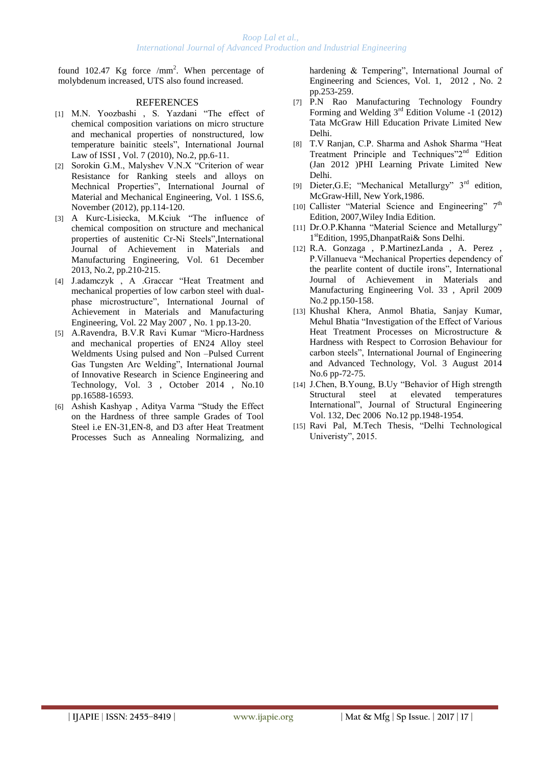found 102.47 Kg force /mm$^2$. When percentage of molybdenum increased, UTS also found increased.

## REFERENCES

[1] M.N. Yoozbashi , S. Yazdani "The effect of chemical composition variations on micro structure and mechanical properties of nonstructured, low temperature bainitic steels", International Journal Law of ISSI , Vol. 7 (2010), No.2, pp.6-11.

[2] Sorokin G.M., Malyshev V.N.X "Criterion of wear Resistance for Ranking steels and alloys on Mechnical Properties", International Journal of Material and Mechanical Engineering, Vol. 1 ISS.6, November (2012), pp.114-120.

[3] A Kurc-Lisiecka, M.Kciuk "The influence of chemical composition on structure and mechanical properties of austenitic Cr-Ni Steels",International Journal of Achievement in Materials and Manufacturing Engineering, Vol. 61 December 2013, No.2, pp.210-215.

[4] J.adamczyk , A .Graccar "Heat Treatment and mechanical properties of low carbon steel with dual-phase microstructure", International Journal of Achievement in Materials and Manufacturing Engineering, Vol. 22 May 2007 , No. 1 pp.13-20.

[5] A.Ravendra, B.V.R Ravi Kumar "Micro-Hardness and mechanical properties of EN24 Alloy steel Weldments Using pulsed and Non –Pulsed Current Gas Tungsten Arc Welding", International Journal of Innovative Research in Science Engineering and Technology, Vol. 3 , October 2014 , No.10 pp.16588-16593.

[6] Ashish Kashyap , Aditya Varma "Study the Effect on the Hardness of three sample Grades of Tool Steel i.e EN-31,EN-8, and D3 after Heat Treatment Processes Such as Annealing Normalizing, and hardening & Tempering", International Journal of Engineering and Sciences, Vol. 1, 2012 , No. 2 pp.253-259.

[7] P.N Rao Manufacturing Technology Foundry Forming and Welding 3$^{rd}$ Edition Volume -1 (2012) Tata McGraw Hill Education Private Limited New Delhi.

[8] T.V Ranjan, C.P. Sharma and Ashok Sharma "Heat Treatment Principle and Techniques"2$^{nd}$ Edition (Jan 2012 )PHI Learning Private Limited New Delhi.

[9] Dieter,G.E; "Mechanical Metallurgy" 3$^{rd}$ edition, McGraw-Hill, New York,1986.

[10] Callister "Material Science and Engineering" 7$^{th}$ Edition, 2007,Wiley India Edition.

[11] Dr.O.P.Khanna "Material Science and Metallurgy" 1$^{st}$Edition, 1995,DhanpatRai& Sons Delhi.

[12] R.A. Gonzaga , P.MartinezLanda , A. Perez , P.Villanueva "Mechanical Properties dependency of the pearlite content of ductile irons", International Journal of Achievement in Materials and Manufacturing Engineering Vol. 33 , April 2009 No.2 pp.150-158.

[13] Khushal Khera, Anmol Bhatia, Sanjay Kumar, Mehul Bhatia "Investigation of the Effect of Various Heat Treatment Processes on Microstructure & Hardness with Respect to Corrosion Behaviour for carbon steels", International Journal of Engineering and Advanced Technology, Vol. 3 August 2014 No.6 pp-72-75.

[14] J.Chen, B.Young, B.Uy "Behavior of High strength Structural steel at elevated temperatures International", Journal of Structural Engineering Vol. 132, Dec 2006 No.12 pp.1948-1954.

[15] Ravi Pal, M.Tech Thesis, "Delhi Technological Univeristy", 2015.